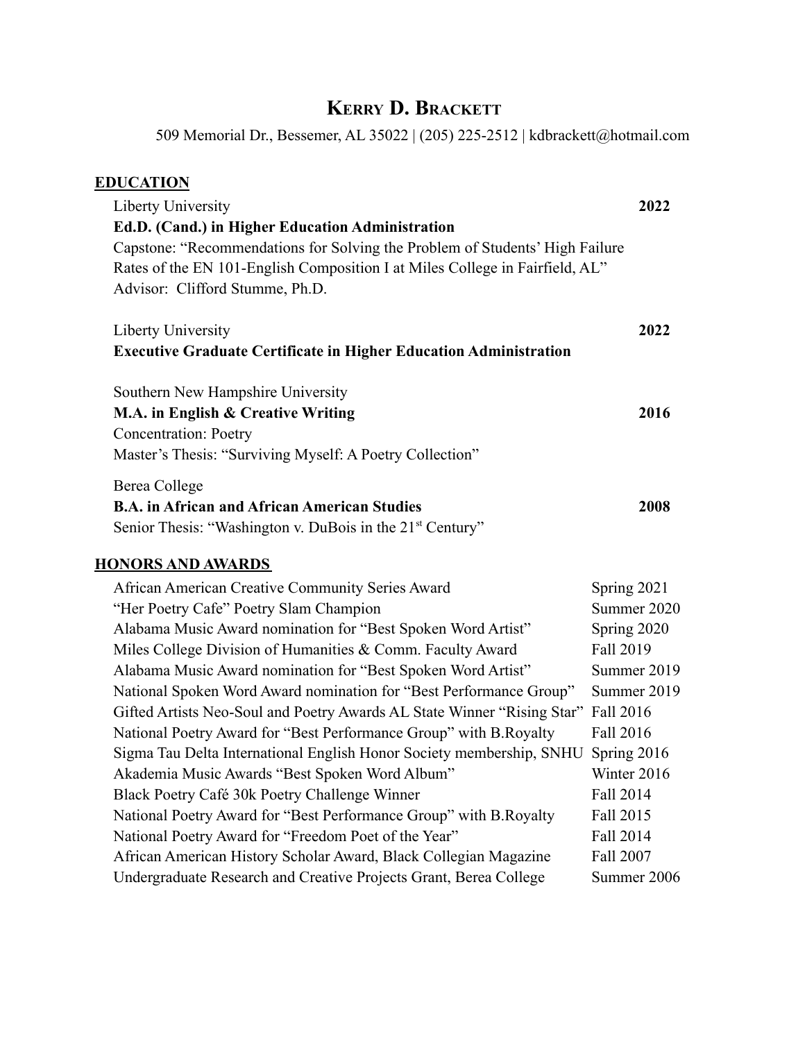# KERRY D. BRACKETT

509 Memorial Dr., Bessemer, AL 35022 | (205) 225-2512 | kdbrackett@hotmail.com

## EDUCATION

Liberty University **2022**
**Ed.D. (Cand.) in Higher Education Administration**
Capstone: "Recommendations for Solving the Problem of Students' High Failure Rates of the EN 101-English Composition I at Miles College in Fairfield, AL"
Advisor: Clifford Stumme, Ph.D.

Liberty University **2022**
**Executive Graduate Certificate in Higher Education Administration**

Southern New Hampshire University
**M.A. in English & Creative Writing** **2016**
Concentration: Poetry
Master's Thesis: "Surviving Myself: A Poetry Collection"

Berea College
**B.A. in African and African American Studies** **2008**
Senior Thesis: "Washington v. DuBois in the 21st Century"

## HONORS AND AWARDS

| | |
|---|---|
| African American Creative Community Series Award | Spring 2021 |
| "Her Poetry Cafe" Poetry Slam Champion | Summer 2020 |
| Alabama Music Award nomination for "Best Spoken Word Artist" | Spring 2020 |
| Miles College Division of Humanities & Comm. Faculty Award | Fall 2019 |
| Alabama Music Award nomination for "Best Spoken Word Artist" | Summer 2019 |
| National Spoken Word Award nomination for "Best Performance Group" | Summer 2019 |
| Gifted Artists Neo-Soul and Poetry Awards AL State Winner "Rising Star" | Fall 2016 |
| National Poetry Award for "Best Performance Group" with B.Royalty | Fall 2016 |
| Sigma Tau Delta International English Honor Society membership, SNHU | Spring 2016 |
| Akademia Music Awards "Best Spoken Word Album" | Winter 2016 |
| Black Poetry Café 30k Poetry Challenge Winner | Fall 2014 |
| National Poetry Award for "Best Performance Group" with B.Royalty | Fall 2015 |
| National Poetry Award for "Freedom Poet of the Year" | Fall 2014 |
| African American History Scholar Award, Black Collegian Magazine | Fall 2007 |
| Undergraduate Research and Creative Projects Grant, Berea College | Summer 2006 |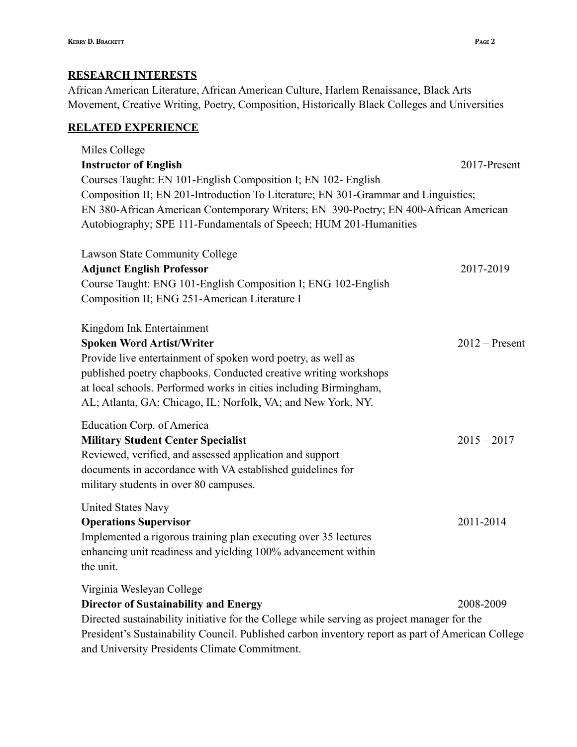## RESEARCH INTERESTS

African American Literature, African American Culture, Harlem Renaissance, Black Arts Movement, Creative Writing, Poetry, Composition, Historically Black Colleges and Universities

## RELATED EXPERIENCE

Miles College
**Instructor of English** 2017-Present
Courses Taught: EN 101-English Composition I; EN 102- English Composition II; EN 201-Introduction To Literature; EN 301-Grammar and Linguistics; EN 380-African American Contemporary Writers; EN 390-Poetry; EN 400-African American Autobiography; SPE 111-Fundamentals of Speech; HUM 201-Humanities

Lawson State Community College
**Adjunct English Professor** 2017-2019
Course Taught: ENG 101-English Composition I; ENG 102-English Composition II; ENG 251-American Literature I

Kingdom Ink Entertainment
**Spoken Word Artist/Writer** 2012 – Present
Provide live entertainment of spoken word poetry, as well as published poetry chapbooks. Conducted creative writing workshops at local schools. Performed works in cities including Birmingham, AL; Atlanta, GA; Chicago, IL; Norfolk, VA; and New York, NY.

Education Corp. of America
**Military Student Center Specialist** 2015 – 2017
Reviewed, verified, and assessed application and support documents in accordance with VA established guidelines for military students in over 80 campuses.

United States Navy
**Operations Supervisor** 2011-2014
Implemented a rigorous training plan executing over 35 lectures enhancing unit readiness and yielding 100% advancement within the unit.

Virginia Wesleyan College
**Director of Sustainability and Energy** 2008-2009
Directed sustainability initiative for the College while serving as project manager for the President's Sustainability Council. Published carbon inventory report as part of American College and University Presidents Climate Commitment.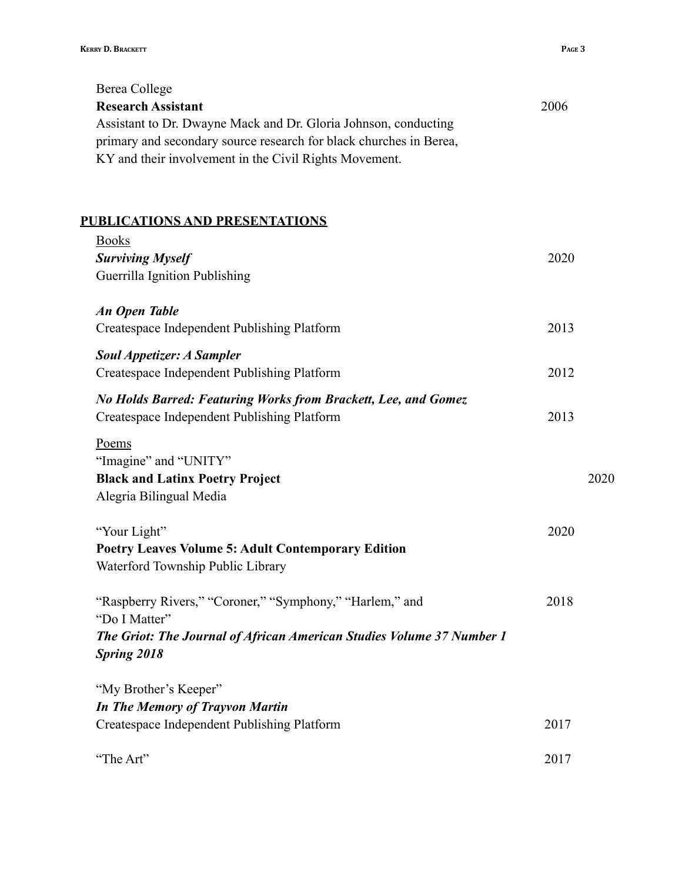Berea College
**Research Assistant** 2006
Assistant to Dr. Dwayne Mack and Dr. Gloria Johnson, conducting primary and secondary source research for black churches in Berea, KY and their involvement in the Civil Rights Movement.

## PUBLICATIONS AND PRESENTATIONS

Books

***Surviving Myself*** 2020
Guerrilla Ignition Publishing

***An Open Table***
Createspace Independent Publishing Platform 2013

***Soul Appetizer: A Sampler***
Createspace Independent Publishing Platform 2012

***No Holds Barred: Featuring Works from Brackett, Lee, and Gomez***
Createspace Independent Publishing Platform 2013

Poems

"Imagine" and "UNITY"
**Black and Latinx Poetry Project** 2020
Alegria Bilingual Media

"Your Light" 2020
**Poetry Leaves Volume 5: Adult Contemporary Edition**
Waterford Township Public Library

"Raspberry Rivers," "Coroner," "Symphony," "Harlem," and "Do I Matter" 2018
***The Griot: The Journal of African American Studies Volume 37 Number 1 Spring 2018***

"My Brother's Keeper"
***In The Memory of Trayvon Martin***
Createspace Independent Publishing Platform 2017

"The Art" 2017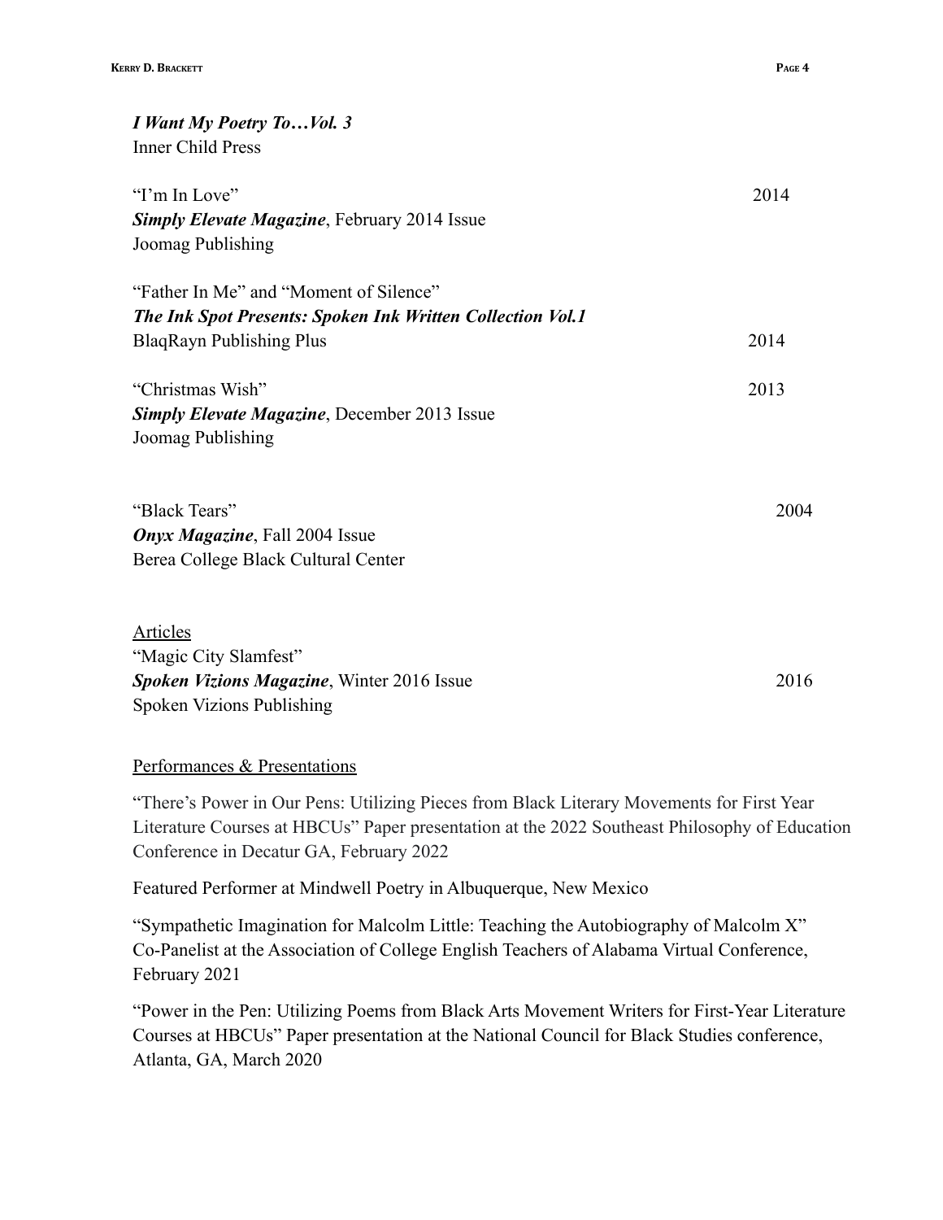***I Want My Poetry To…Vol. 3***
Inner Child Press

"I'm In Love" 2014
***Simply Elevate Magazine***, February 2014 Issue
Joomag Publishing

"Father In Me" and "Moment of Silence"
***The Ink Spot Presents: Spoken Ink Written Collection Vol.1***
BlaqRayn Publishing Plus 2014

"Christmas Wish" 2013
***Simply Elevate Magazine***, December 2013 Issue
Joomag Publishing

"Black Tears" 2004
***Onyx Magazine***, Fall 2004 Issue
Berea College Black Cultural Center

Articles

"Magic City Slamfest"
***Spoken Vizions Magazine***, Winter 2016 Issue 2016
Spoken Vizions Publishing

Performances & Presentations

"There's Power in Our Pens: Utilizing Pieces from Black Literary Movements for First Year Literature Courses at HBCUs" Paper presentation at the 2022 Southeast Philosophy of Education Conference in Decatur GA, February 2022

Featured Performer at Mindwell Poetry in Albuquerque, New Mexico

"Sympathetic Imagination for Malcolm Little: Teaching the Autobiography of Malcolm X" Co-Panelist at the Association of College English Teachers of Alabama Virtual Conference, February 2021

"Power in the Pen: Utilizing Poems from Black Arts Movement Writers for First-Year Literature Courses at HBCUs" Paper presentation at the National Council for Black Studies conference, Atlanta, GA, March 2020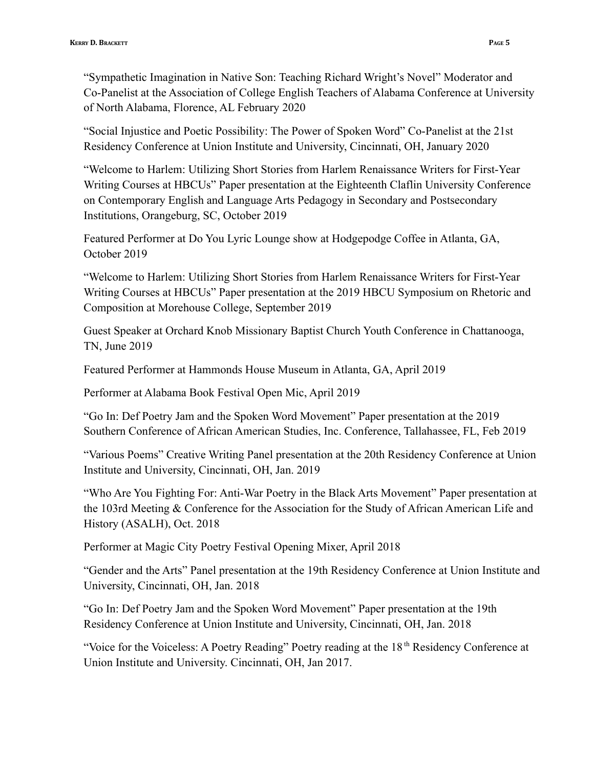"Sympathetic Imagination in Native Son: Teaching Richard Wright's Novel" Moderator and Co-Panelist at the Association of College English Teachers of Alabama Conference at University of North Alabama, Florence, AL February 2020

"Social Injustice and Poetic Possibility: The Power of Spoken Word" Co-Panelist at the 21st Residency Conference at Union Institute and University, Cincinnati, OH, January 2020

"Welcome to Harlem: Utilizing Short Stories from Harlem Renaissance Writers for First-Year Writing Courses at HBCUs" Paper presentation at the Eighteenth Claflin University Conference on Contemporary English and Language Arts Pedagogy in Secondary and Postsecondary Institutions, Orangeburg, SC, October 2019

Featured Performer at Do You Lyric Lounge show at Hodgepodge Coffee in Atlanta, GA, October 2019

"Welcome to Harlem: Utilizing Short Stories from Harlem Renaissance Writers for First-Year Writing Courses at HBCUs" Paper presentation at the 2019 HBCU Symposium on Rhetoric and Composition at Morehouse College, September 2019

Guest Speaker at Orchard Knob Missionary Baptist Church Youth Conference in Chattanooga, TN, June 2019

Featured Performer at Hammonds House Museum in Atlanta, GA, April 2019

Performer at Alabama Book Festival Open Mic, April 2019

"Go In: Def Poetry Jam and the Spoken Word Movement" Paper presentation at the 2019 Southern Conference of African American Studies, Inc. Conference, Tallahassee, FL, Feb 2019

"Various Poems" Creative Writing Panel presentation at the 20th Residency Conference at Union Institute and University, Cincinnati, OH, Jan. 2019

"Who Are You Fighting For: Anti-War Poetry in the Black Arts Movement" Paper presentation at the 103rd Meeting & Conference for the Association for the Study of African American Life and History (ASALH), Oct. 2018

Performer at Magic City Poetry Festival Opening Mixer, April 2018

"Gender and the Arts" Panel presentation at the 19th Residency Conference at Union Institute and University, Cincinnati, OH, Jan. 2018

"Go In: Def Poetry Jam and the Spoken Word Movement" Paper presentation at the 19th Residency Conference at Union Institute and University, Cincinnati, OH, Jan. 2018

"Voice for the Voiceless: A Poetry Reading" Poetry reading at the 18th Residency Conference at Union Institute and University. Cincinnati, OH, Jan 2017.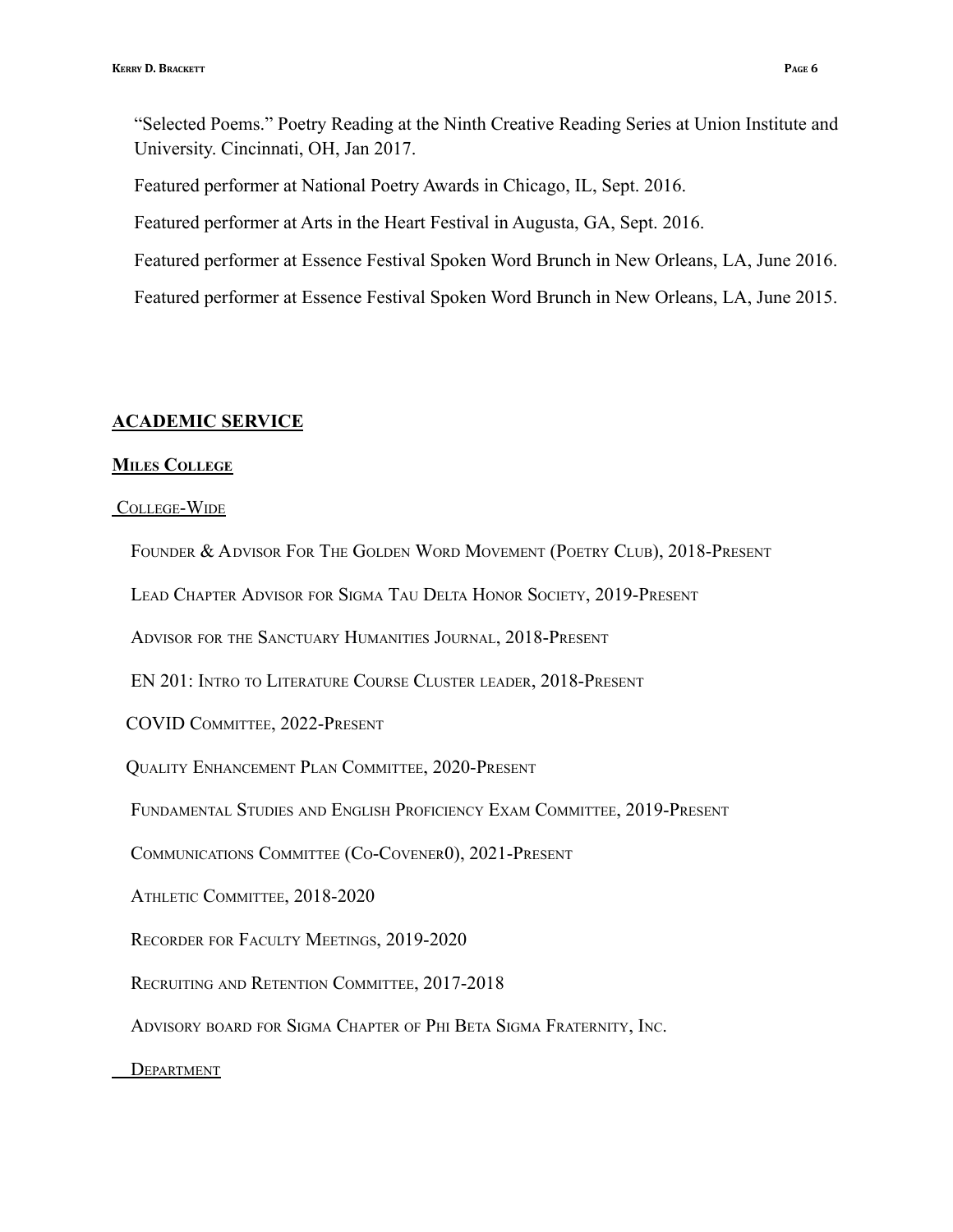"Selected Poems." Poetry Reading at the Ninth Creative Reading Series at Union Institute and University. Cincinnati, OH, Jan 2017.

Featured performer at National Poetry Awards in Chicago, IL, Sept. 2016.

Featured performer at Arts in the Heart Festival in Augusta, GA, Sept. 2016.

Featured performer at Essence Festival Spoken Word Brunch in New Orleans, LA, June 2016.

Featured performer at Essence Festival Spoken Word Brunch in New Orleans, LA, June 2015.

## ACADEMIC SERVICE

### MILES COLLEGE

#### COLLEGE-WIDE

FOUNDER & ADVISOR FOR THE GOLDEN WORD MOVEMENT (POETRY CLUB), 2018-PRESENT

LEAD CHAPTER ADVISOR FOR SIGMA TAU DELTA HONOR SOCIETY, 2019-PRESENT

ADVISOR FOR THE SANCTUARY HUMANITIES JOURNAL, 2018-PRESENT

EN 201: INTRO TO LITERATURE COURSE CLUSTER LEADER, 2018-PRESENT

COVID COMMITTEE, 2022-PRESENT

QUALITY ENHANCEMENT PLAN COMMITTEE, 2020-PRESENT

FUNDAMENTAL STUDIES AND ENGLISH PROFICIENCY EXAM COMMITTEE, 2019-PRESENT

COMMUNICATIONS COMMITTEE (CO-COVENER0), 2021-PRESENT

ATHLETIC COMMITTEE, 2018-2020

RECORDER FOR FACULTY MEETINGS, 2019-2020

RECRUITING AND RETENTION COMMITTEE, 2017-2018

ADVISORY BOARD FOR SIGMA CHAPTER OF PHI BETA SIGMA FRATERNITY, INC.

#### DEPARTMENT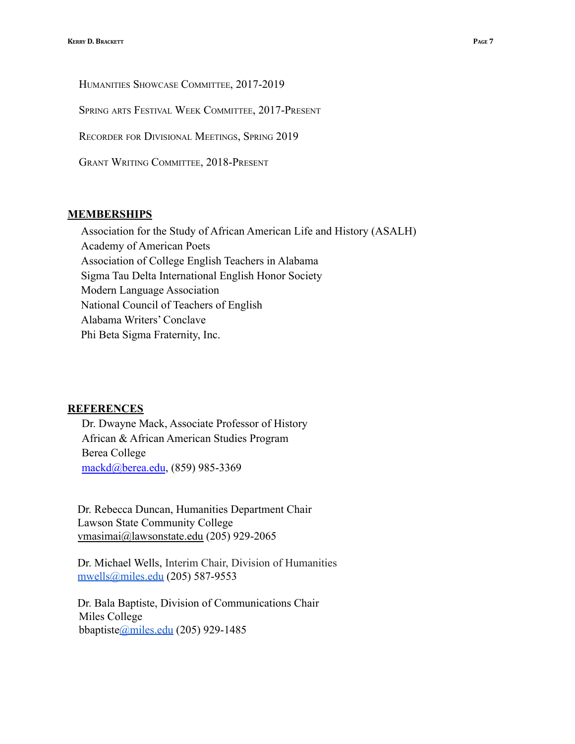Humanities Showcase Committee, 2017-2019

Spring arts Festival Week Committee, 2017-Present

Recorder for Divisional Meetings, Spring 2019

Grant Writing Committee, 2018-Present

## MEMBERSHIPS

Association for the Study of African American Life and History (ASALH)
Academy of American Poets
Association of College English Teachers in Alabama
Sigma Tau Delta International English Honor Society
Modern Language Association
National Council of Teachers of English
Alabama Writers' Conclave
Phi Beta Sigma Fraternity, Inc.

## REFERENCES

Dr. Dwayne Mack, Associate Professor of History
African & African American Studies Program
Berea College
mackd@berea.edu, (859) 985-3369

Dr. Rebecca Duncan, Humanities Department Chair
Lawson State Community College
vmasimai@lawsonstate.edu (205) 929-2065

Dr. Michael Wells, Interim Chair, Division of Humanities
mwells@miles.edu (205) 587-9553

Dr. Bala Baptiste, Division of Communications Chair
Miles College
bbaptiste@miles.edu (205) 929-1485